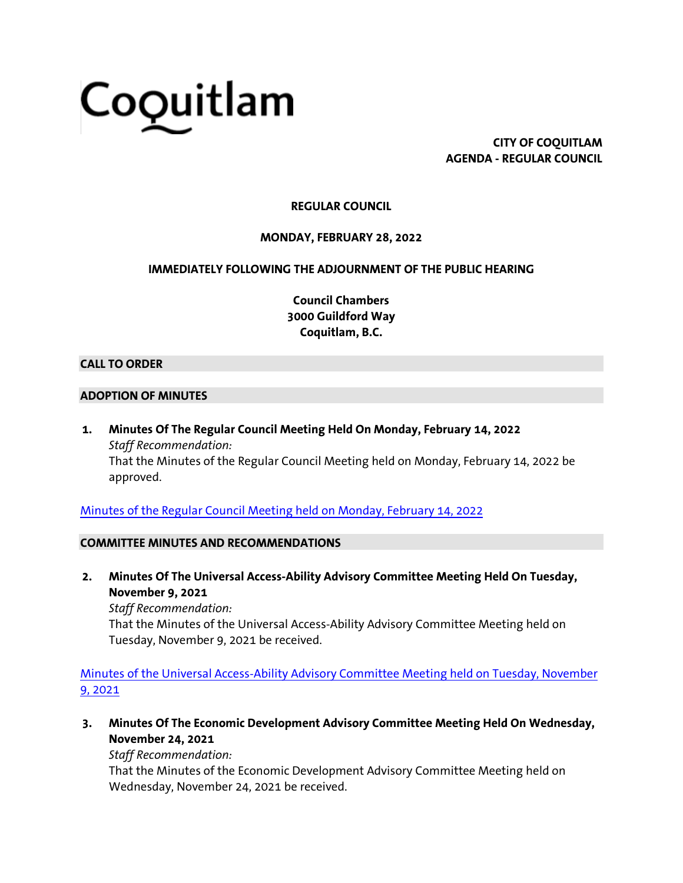# Coquitlam

**CITY OF COQUITLAM**
**AGENDA - REGULAR COUNCIL**

**REGULAR COUNCIL**

**MONDAY, FEBRUARY 28, 2022**

**IMMEDIATELY FOLLOWING THE ADJOURNMENT OF THE PUBLIC HEARING**

**Council Chambers**
**3000 Guildford Way**
**Coquitlam, B.C.**

## CALL TO ORDER

## ADOPTION OF MINUTES

1. **Minutes Of The Regular Council Meeting Held On Monday, February 14, 2022**
   *Staff Recommendation:*
   That the Minutes of the Regular Council Meeting held on Monday, February 14, 2022 be approved.

Minutes of the Regular Council Meeting held on Monday, February 14, 2022

## COMMITTEE MINUTES AND RECOMMENDATIONS

2. **Minutes Of The Universal Access-Ability Advisory Committee Meeting Held On Tuesday, November 9, 2021**
   *Staff Recommendation:*
   That the Minutes of the Universal Access-Ability Advisory Committee Meeting held on Tuesday, November 9, 2021 be received.

Minutes of the Universal Access-Ability Advisory Committee Meeting held on Tuesday, November 9, 2021

3. **Minutes Of The Economic Development Advisory Committee Meeting Held On Wednesday, November 24, 2021**
   *Staff Recommendation:*
   That the Minutes of the Economic Development Advisory Committee Meeting held on Wednesday, November 24, 2021 be received.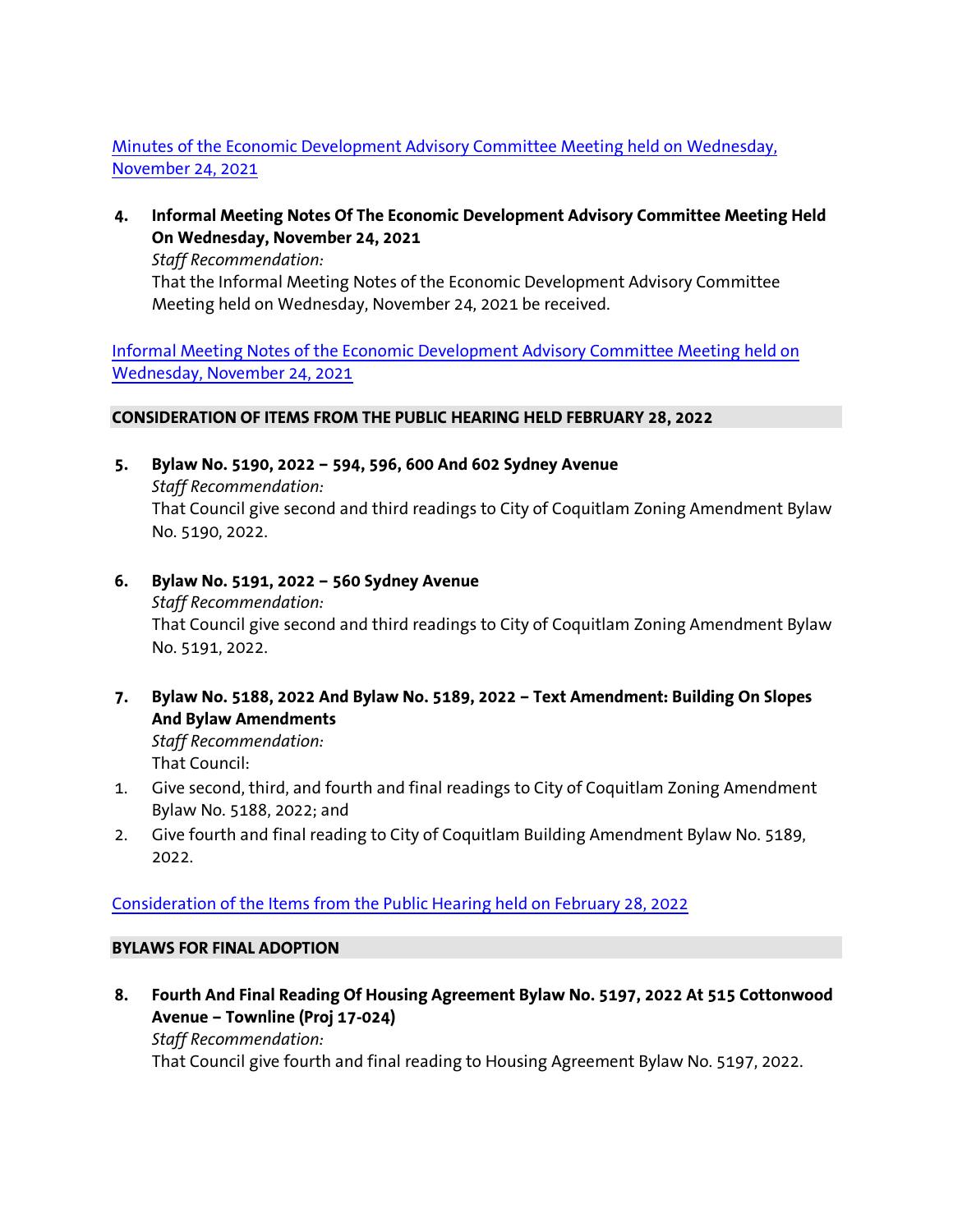[Minutes of the Economic Development Advisory Committee Meeting held on Wednesday, November 24, 2021]

4. **Informal Meeting Notes Of The Economic Development Advisory Committee Meeting Held On Wednesday, November 24, 2021**

   *Staff Recommendation:*

   That the Informal Meeting Notes of the Economic Development Advisory Committee Meeting held on Wednesday, November 24, 2021 be received.

[Informal Meeting Notes of the Economic Development Advisory Committee Meeting held on Wednesday, November 24, 2021]

## CONSIDERATION OF ITEMS FROM THE PUBLIC HEARING HELD FEBRUARY 28, 2022

5. **Bylaw No. 5190, 2022 – 594, 596, 600 And 602 Sydney Avenue**

   *Staff Recommendation:*

   That Council give second and third readings to City of Coquitlam Zoning Amendment Bylaw No. 5190, 2022.

6. **Bylaw No. 5191, 2022 – 560 Sydney Avenue**

   *Staff Recommendation:*

   That Council give second and third readings to City of Coquitlam Zoning Amendment Bylaw No. 5191, 2022.

7. **Bylaw No. 5188, 2022 And Bylaw No. 5189, 2022 – Text Amendment: Building On Slopes And Bylaw Amendments**

   *Staff Recommendation:*

   That Council:

   1. Give second, third, and fourth and final readings to City of Coquitlam Zoning Amendment Bylaw No. 5188, 2022; and
   2. Give fourth and final reading to City of Coquitlam Building Amendment Bylaw No. 5189, 2022.

[Consideration of the Items from the Public Hearing held on February 28, 2022]

## BYLAWS FOR FINAL ADOPTION

8. **Fourth And Final Reading Of Housing Agreement Bylaw No. 5197, 2022 At 515 Cottonwood Avenue – Townline (Proj 17-024)**

   *Staff Recommendation:*

   That Council give fourth and final reading to Housing Agreement Bylaw No. 5197, 2022.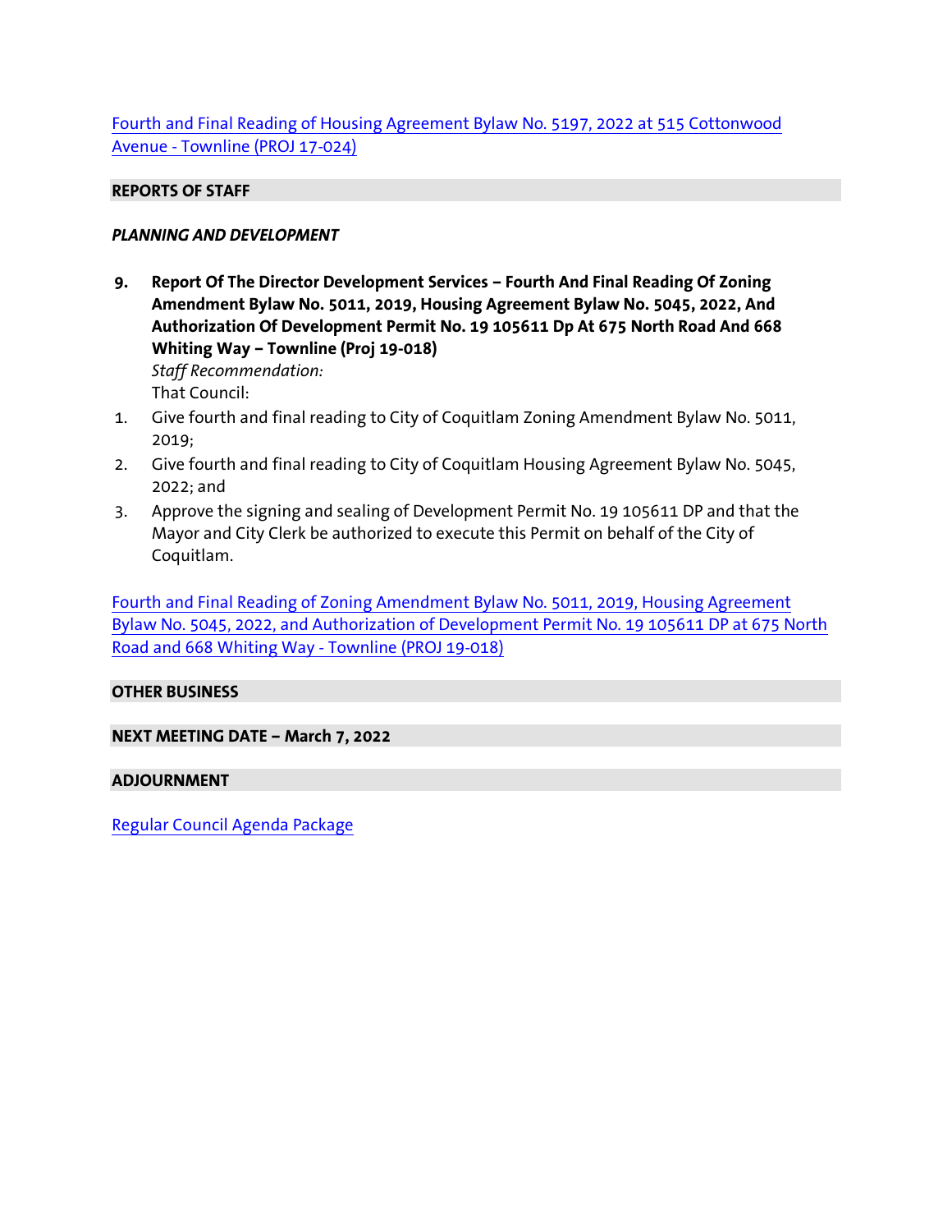Fourth and Final Reading of Housing Agreement Bylaw No. 5197, 2022 at 515 Cottonwood Avenue - Townline (PROJ 17-024)

## REPORTS OF STAFF

### *PLANNING AND DEVELOPMENT*

**9. Report Of The Director Development Services – Fourth And Final Reading Of Zoning Amendment Bylaw No. 5011, 2019, Housing Agreement Bylaw No. 5045, 2022, And Authorization Of Development Permit No. 19 105611 Dp At 675 North Road And 668 Whiting Way – Townline (Proj 19-018)**

*Staff Recommendation:*

That Council:

1. Give fourth and final reading to City of Coquitlam Zoning Amendment Bylaw No. 5011, 2019;
2. Give fourth and final reading to City of Coquitlam Housing Agreement Bylaw No. 5045, 2022; and
3. Approve the signing and sealing of Development Permit No. 19 105611 DP and that the Mayor and City Clerk be authorized to execute this Permit on behalf of the City of Coquitlam.

Fourth and Final Reading of Zoning Amendment Bylaw No. 5011, 2019, Housing Agreement Bylaw No. 5045, 2022, and Authorization of Development Permit No. 19 105611 DP at 675 North Road and 668 Whiting Way - Townline (PROJ 19-018)

## OTHER BUSINESS

## NEXT MEETING DATE – March 7, 2022

## ADJOURNMENT

Regular Council Agenda Package